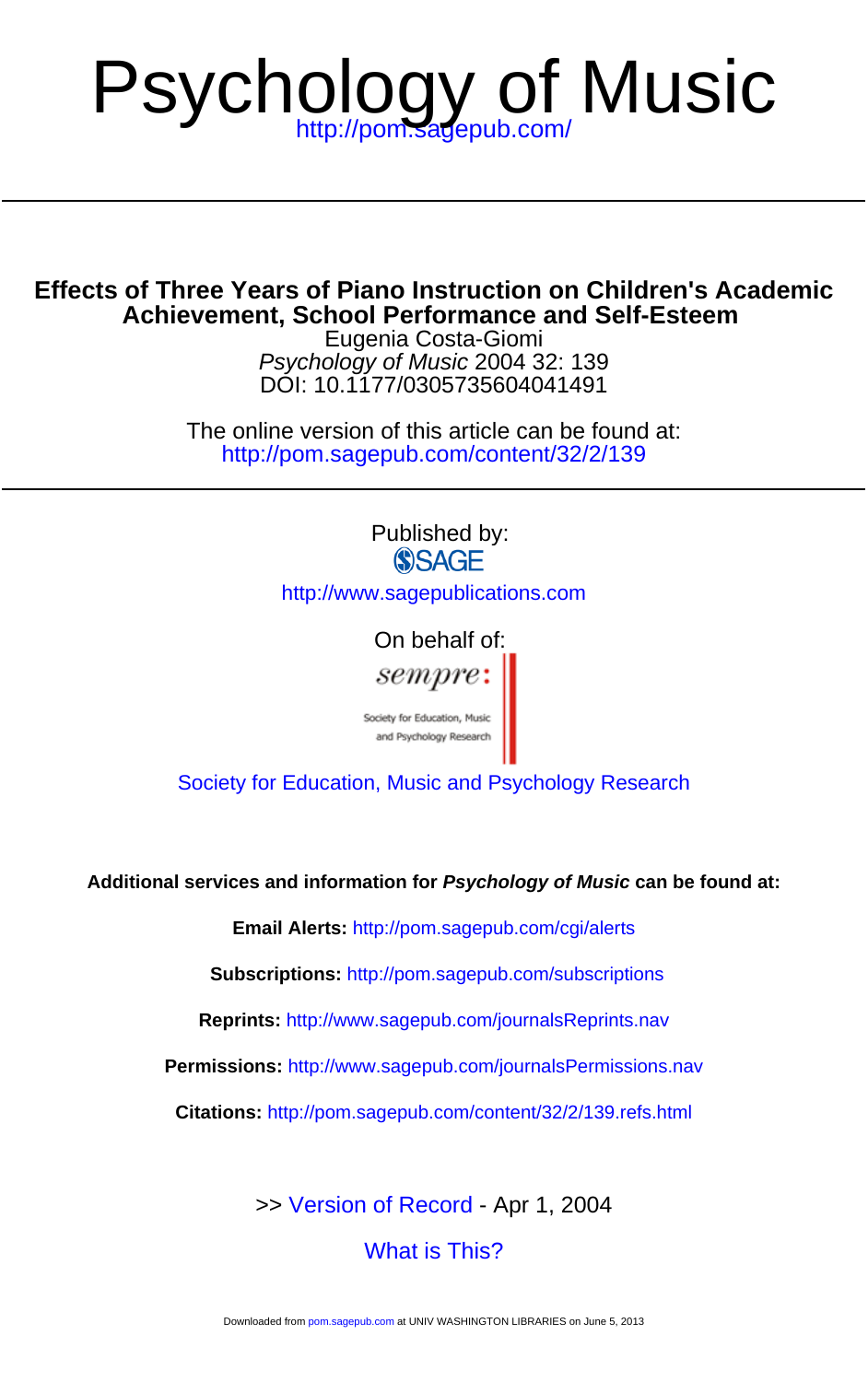# Psychology of Music

http://pom.sagepub.com/

## Effects of Three Years of Piano Instruction on Children's Academic Achievement, School Performance and Self-Esteem

Eugenia Costa-Giomi

*Psychology of Music* 2004 32: 139

DOI: 10.1177/0305735604041491

The online version of this article can be found at:

http://pom.sagepub.com/content/32/2/139

Published by:

SAGE

http://www.sagepublications.com

On behalf of:

sempre:

Society for Education, Music and Psychology Research

Society for Education, Music and Psychology Research

**Additional services and information for *Psychology of Music* can be found at:**

**Email Alerts:** http://pom.sagepub.com/cgi/alerts

**Subscriptions:** http://pom.sagepub.com/subscriptions

**Reprints:** http://www.sagepub.com/journalsReprints.nav

**Permissions:** http://www.sagepub.com/journalsPermissions.nav

**Citations:** http://pom.sagepub.com/content/32/2/139.refs.html

>> Version of Record - Apr 1, 2004

What is This?

Downloaded from pom.sagepub.com at UNIV WASHINGTON LIBRARIES on June 5, 2013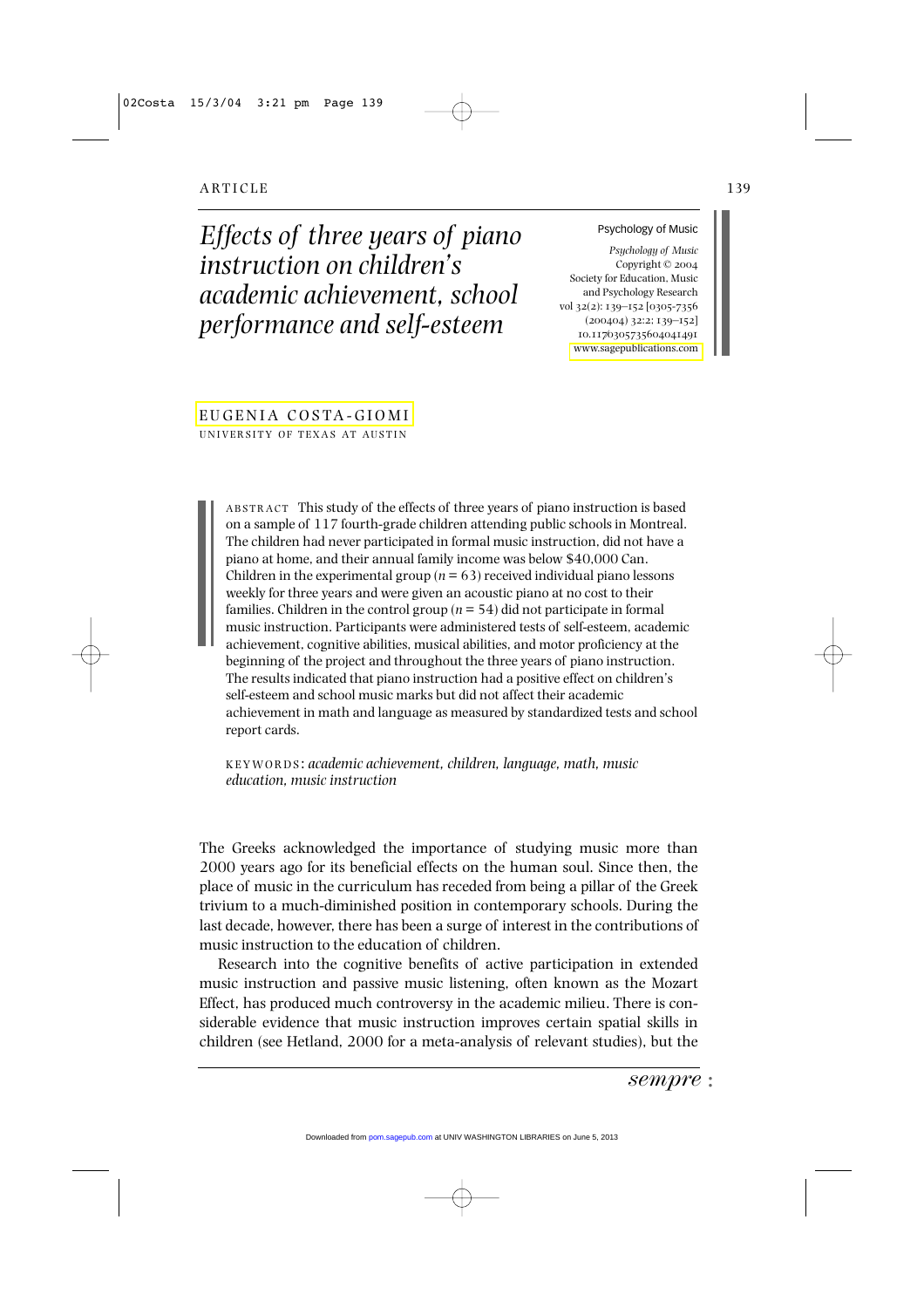ARTICLE

# *Effects of three years of piano instruction on children's academic achievement, school performance and self-esteem*

EUGENIA COSTA-GIOMI
UNIVERSITY OF TEXAS AT AUSTIN

ABSTRACT This study of the effects of three years of piano instruction is based on a sample of 117 fourth-grade children attending public schools in Montreal. The children had never participated in formal music instruction, did not have a piano at home, and their annual family income was below $40,000 Can. Children in the experimental group ($n = 63$) received individual piano lessons weekly for three years and were given an acoustic piano at no cost to their families. Children in the control group ($n = 54$) did not participate in formal music instruction. Participants were administered tests of self-esteem, academic achievement, cognitive abilities, musical abilities, and motor proficiency at the beginning of the project and throughout the three years of piano instruction. The results indicated that piano instruction had a positive effect on children's self-esteem and school music marks but did not affect their academic achievement in math and language as measured by standardized tests and school report cards.

KEYWORDS: *academic achievement, children, language, math, music education, music instruction*

The Greeks acknowledged the importance of studying music more than 2000 years ago for its beneficial effects on the human soul. Since then, the place of music in the curriculum has receded from being a pillar of the Greek trivium to a much-diminished position in contemporary schools. During the last decade, however, there has been a surge of interest in the contributions of music instruction to the education of children.

Research into the cognitive benefits of active participation in extended music instruction and passive music listening, often known as the Mozart Effect, has produced much controversy in the academic milieu. There is considerable evidence that music instruction improves certain spatial skills in children (see Hetland, 2000 for a meta-analysis of relevant studies), but the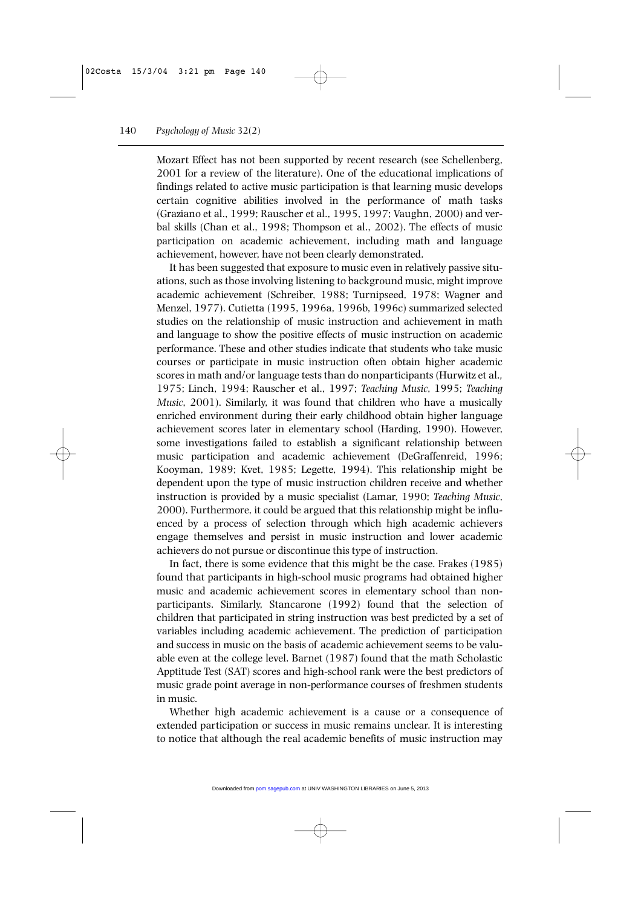Mozart Effect has not been supported by recent research (see Schellenberg, 2001 for a review of the literature). One of the educational implications of findings related to active music participation is that learning music develops certain cognitive abilities involved in the performance of math tasks (Graziano et al., 1999; Rauscher et al., 1995, 1997; Vaughn, 2000) and verbal skills (Chan et al., 1998; Thompson et al., 2002). The effects of music participation on academic achievement, including math and language achievement, however, have not been clearly demonstrated.

It has been suggested that exposure to music even in relatively passive situations, such as those involving listening to background music, might improve academic achievement (Schreiber, 1988; Turnipseed, 1978; Wagner and Menzel, 1977). Cutietta (1995, 1996a, 1996b, 1996c) summarized selected studies on the relationship of music instruction and achievement in math and language to show the positive effects of music instruction on academic performance. These and other studies indicate that students who take music courses or participate in music instruction often obtain higher academic scores in math and/or language tests than do nonparticipants (Hurwitz et al., 1975; Linch, 1994; Rauscher et al., 1997; *Teaching Music*, 1995; *Teaching Music*, 2001). Similarly, it was found that children who have a musically enriched environment during their early childhood obtain higher language achievement scores later in elementary school (Harding, 1990). However, some investigations failed to establish a significant relationship between music participation and academic achievement (DeGraffenreid, 1996; Kooyman, 1989; Kvet, 1985; Legette, 1994). This relationship might be dependent upon the type of music instruction children receive and whether instruction is provided by a music specialist (Lamar, 1990; *Teaching Music*, 2000). Furthermore, it could be argued that this relationship might be influenced by a process of selection through which high academic achievers engage themselves and persist in music instruction and lower academic achievers do not pursue or discontinue this type of instruction.

In fact, there is some evidence that this might be the case. Frakes (1985) found that participants in high-school music programs had obtained higher music and academic achievement scores in elementary school than nonparticipants. Similarly, Stancarone (1992) found that the selection of children that participated in string instruction was best predicted by a set of variables including academic achievement. The prediction of participation and success in music on the basis of academic achievement seems to be valuable even at the college level. Barnet (1987) found that the math Scholastic Apptitude Test (SAT) scores and high-school rank were the best predictors of music grade point average in non-performance courses of freshmen students in music.

Whether high academic achievement is a cause or a consequence of extended participation or success in music remains unclear. It is interesting to notice that although the real academic benefits of music instruction may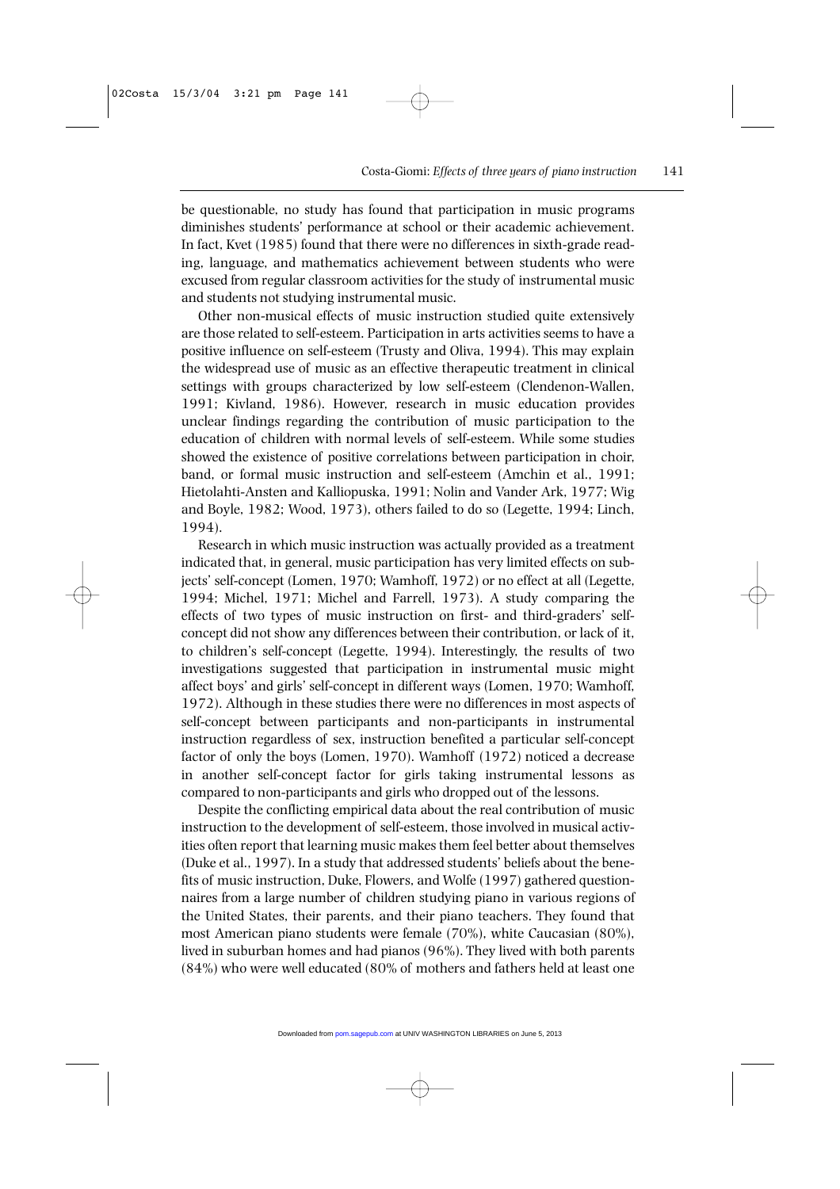be questionable, no study has found that participation in music programs diminishes students' performance at school or their academic achievement. In fact, Kvet (1985) found that there were no differences in sixth-grade reading, language, and mathematics achievement between students who were excused from regular classroom activities for the study of instrumental music and students not studying instrumental music.

Other non-musical effects of music instruction studied quite extensively are those related to self-esteem. Participation in arts activities seems to have a positive influence on self-esteem (Trusty and Oliva, 1994). This may explain the widespread use of music as an effective therapeutic treatment in clinical settings with groups characterized by low self-esteem (Clendenon-Wallen, 1991; Kivland, 1986). However, research in music education provides unclear findings regarding the contribution of music participation to the education of children with normal levels of self-esteem. While some studies showed the existence of positive correlations between participation in choir, band, or formal music instruction and self-esteem (Amchin et al., 1991; Hietolahti-Ansten and Kalliopuska, 1991; Nolin and Vander Ark, 1977; Wig and Boyle, 1982; Wood, 1973), others failed to do so (Legette, 1994; Linch, 1994).

Research in which music instruction was actually provided as a treatment indicated that, in general, music participation has very limited effects on subjects' self-concept (Lomen, 1970; Wamhoff, 1972) or no effect at all (Legette, 1994; Michel, 1971; Michel and Farrell, 1973). A study comparing the effects of two types of music instruction on first- and third-graders' self-concept did not show any differences between their contribution, or lack of it, to children's self-concept (Legette, 1994). Interestingly, the results of two investigations suggested that participation in instrumental music might affect boys' and girls' self-concept in different ways (Lomen, 1970; Wamhoff, 1972). Although in these studies there were no differences in most aspects of self-concept between participants and non-participants in instrumental instruction regardless of sex, instruction benefited a particular self-concept factor of only the boys (Lomen, 1970). Wamhoff (1972) noticed a decrease in another self-concept factor for girls taking instrumental lessons as compared to non-participants and girls who dropped out of the lessons.

Despite the conflicting empirical data about the real contribution of music instruction to the development of self-esteem, those involved in musical activities often report that learning music makes them feel better about themselves (Duke et al., 1997). In a study that addressed students' beliefs about the benefits of music instruction, Duke, Flowers, and Wolfe (1997) gathered questionnaires from a large number of children studying piano in various regions of the United States, their parents, and their piano teachers. They found that most American piano students were female (70%), white Caucasian (80%), lived in suburban homes and had pianos (96%). They lived with both parents (84%) who were well educated (80% of mothers and fathers held at least one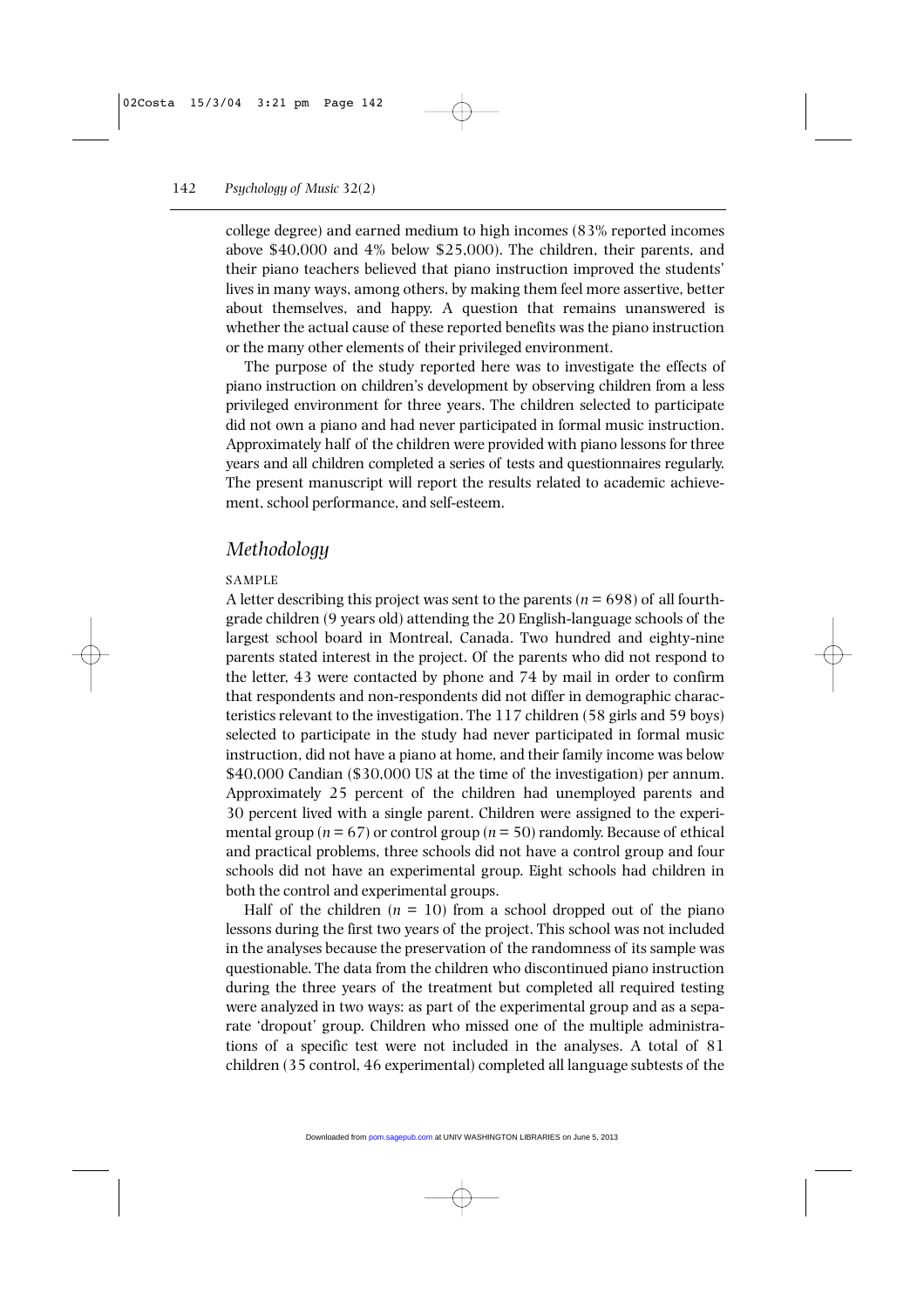college degree) and earned medium to high incomes (83% reported incomes above $40,000 and 4% below $25,000). The children, their parents, and their piano teachers believed that piano instruction improved the students' lives in many ways, among others, by making them feel more assertive, better about themselves, and happy. A question that remains unanswered is whether the actual cause of these reported benefits was the piano instruction or the many other elements of their privileged environment.

The purpose of the study reported here was to investigate the effects of piano instruction on children's development by observing children from a less privileged environment for three years. The children selected to participate did not own a piano and had never participated in formal music instruction. Approximately half of the children were provided with piano lessons for three years and all children completed a series of tests and questionnaires regularly. The present manuscript will report the results related to academic achievement, school performance, and self-esteem.

## *Methodology*

### SAMPLE

A letter describing this project was sent to the parents ($n = 698$) of all fourth-grade children (9 years old) attending the 20 English-language schools of the largest school board in Montreal, Canada. Two hundred and eighty-nine parents stated interest in the project. Of the parents who did not respond to the letter, 43 were contacted by phone and 74 by mail in order to confirm that respondents and non-respondents did not differ in demographic characteristics relevant to the investigation. The 117 children (58 girls and 59 boys) selected to participate in the study had never participated in formal music instruction, did not have a piano at home, and their family income was below $40,000 Candian ($30,000 US at the time of the investigation) per annum. Approximately 25 percent of the children had unemployed parents and 30 percent lived with a single parent. Children were assigned to the experimental group ($n = 67$) or control group ($n = 50$) randomly. Because of ethical and practical problems, three schools did not have a control group and four schools did not have an experimental group. Eight schools had children in both the control and experimental groups.

Half of the children ($n = 10$) from a school dropped out of the piano lessons during the first two years of the project. This school was not included in the analyses because the preservation of the randomness of its sample was questionable. The data from the children who discontinued piano instruction during the three years of the treatment but completed all required testing were analyzed in two ways: as part of the experimental group and as a separate 'dropout' group. Children who missed one of the multiple administrations of a specific test were not included in the analyses. A total of 81 children (35 control, 46 experimental) completed all language subtests of the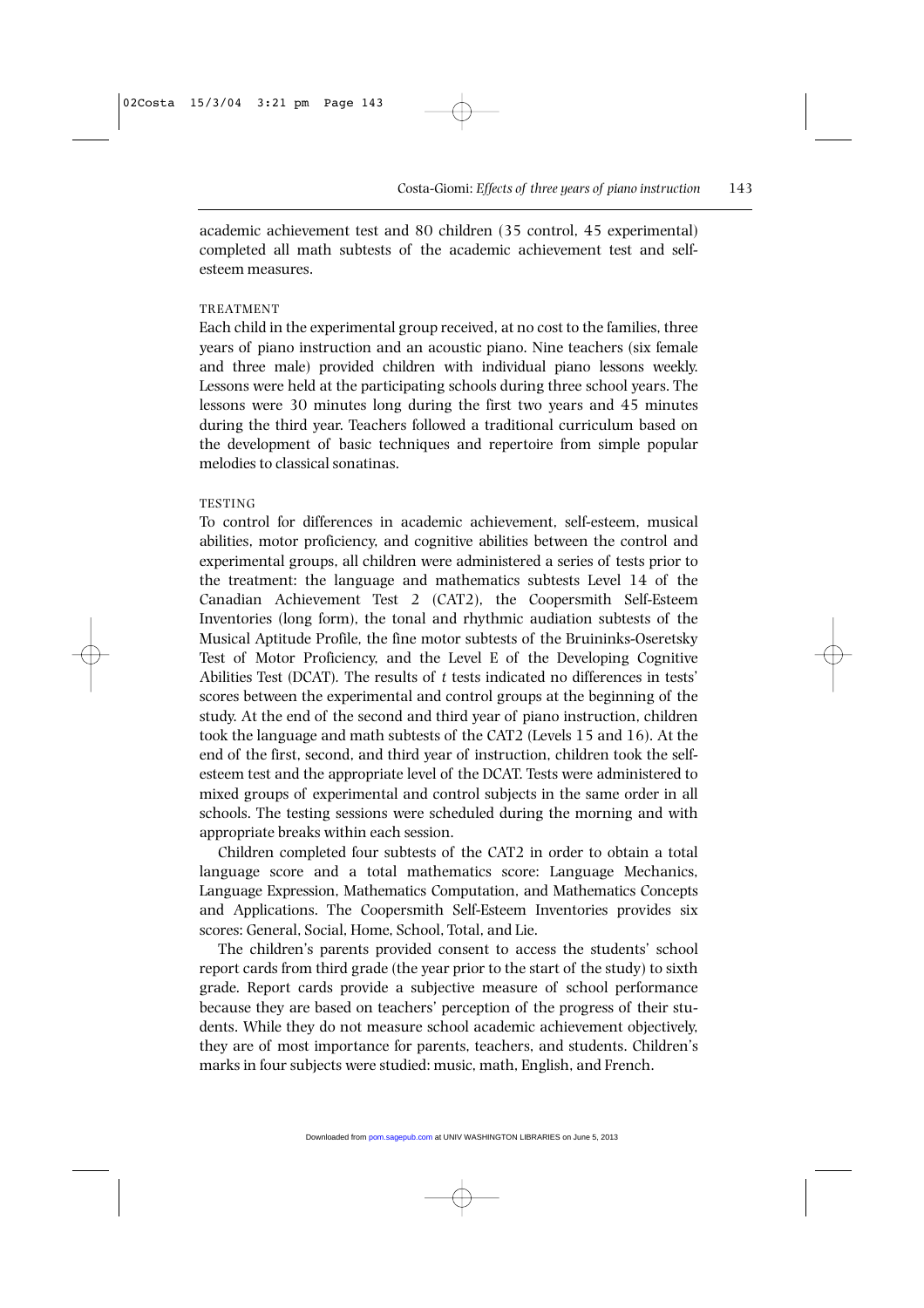academic achievement test and 80 children (35 control, 45 experimental) completed all math subtests of the academic achievement test and self-esteem measures.

### TREATMENT

Each child in the experimental group received, at no cost to the families, three years of piano instruction and an acoustic piano. Nine teachers (six female and three male) provided children with individual piano lessons weekly. Lessons were held at the participating schools during three school years. The lessons were 30 minutes long during the first two years and 45 minutes during the third year. Teachers followed a traditional curriculum based on the development of basic techniques and repertoire from simple popular melodies to classical sonatinas.

### TESTING

To control for differences in academic achievement, self-esteem, musical abilities, motor proficiency, and cognitive abilities between the control and experimental groups, all children were administered a series of tests prior to the treatment: the language and mathematics subtests Level 14 of the Canadian Achievement Test 2 (CAT2), the Coopersmith Self-Esteem Inventories (long form), the tonal and rhythmic audiation subtests of the Musical Aptitude Profile, the fine motor subtests of the Bruininks-Oseretsky Test of Motor Proficiency, and the Level E of the Developing Cognitive Abilities Test (DCAT). The results of *t* tests indicated no differences in tests' scores between the experimental and control groups at the beginning of the study. At the end of the second and third year of piano instruction, children took the language and math subtests of the CAT2 (Levels 15 and 16). At the end of the first, second, and third year of instruction, children took the self-esteem test and the appropriate level of the DCAT. Tests were administered to mixed groups of experimental and control subjects in the same order in all schools. The testing sessions were scheduled during the morning and with appropriate breaks within each session.

Children completed four subtests of the CAT2 in order to obtain a total language score and a total mathematics score: Language Mechanics, Language Expression, Mathematics Computation, and Mathematics Concepts and Applications. The Coopersmith Self-Esteem Inventories provides six scores: General, Social, Home, School, Total, and Lie.

The children's parents provided consent to access the students' school report cards from third grade (the year prior to the start of the study) to sixth grade. Report cards provide a subjective measure of school performance because they are based on teachers' perception of the progress of their students. While they do not measure school academic achievement objectively, they are of most importance for parents, teachers, and students. Children's marks in four subjects were studied: music, math, English, and French.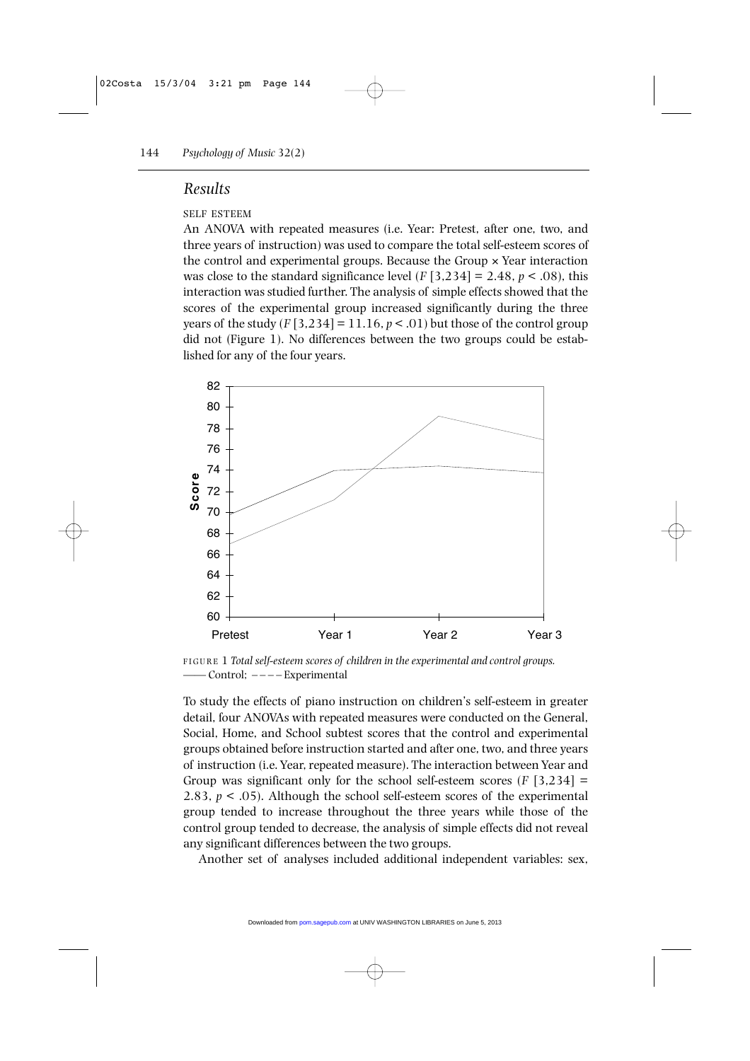## Results

SELF ESTEEM

An ANOVA with repeated measures (i.e. Year: Pretest, after one, two, and three years of instruction) was used to compare the total self-esteem scores of the control and experimental groups. Because the Group × Year interaction was close to the standard significance level ($F [3,234] = 2.48$, $p < .08$), this interaction was studied further. The analysis of simple effects showed that the scores of the experimental group increased significantly during the three years of the study ($F [3,234] = 11.16$, $p < .01$) but those of the control group did not (Figure 1). No differences between the two groups could be established for any of the four years.

82
80
78
76
74
72
70
68
66
64
62
60
Score
Pretest
Year 1
Year 2
Year 3

FIGURE 1 *Total self-esteem scores of children in the experimental and control groups.*
—— Control; – – – – Experimental

To study the effects of piano instruction on children's self-esteem in greater detail, four ANOVAs with repeated measures were conducted on the General, Social, Home, and School subtest scores that the control and experimental groups obtained before instruction started and after one, two, and three years of instruction (i.e. Year, repeated measure). The interaction between Year and Group was significant only for the school self-esteem scores ($F [3,234] = 2.83$, $p < .05$). Although the school self-esteem scores of the experimental group tended to increase throughout the three years while those of the control group tended to decrease, the analysis of simple effects did not reveal any significant differences between the two groups.

Another set of analyses included additional independent variables: sex,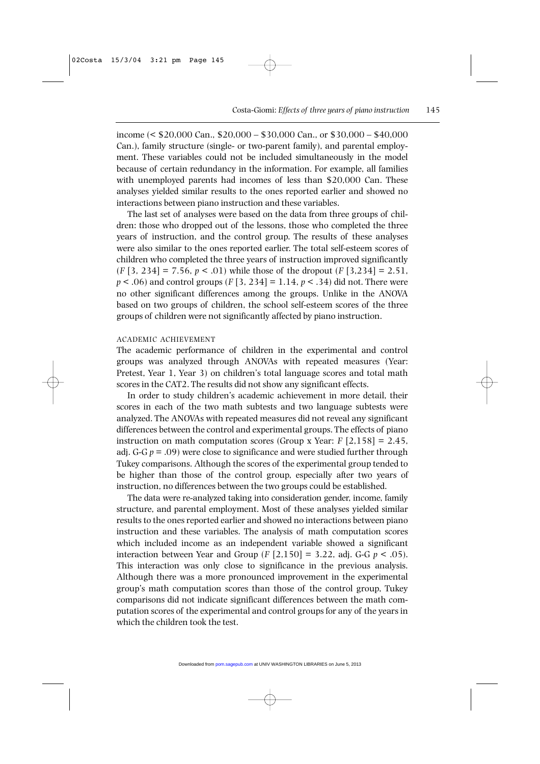income (< \$20,000 Can., \$20,000 – \$30,000 Can., or \$30,000 – \$40,000 Can.), family structure (single- or two-parent family), and parental employment. These variables could not be included simultaneously in the model because of certain redundancy in the information. For example, all families with unemployed parents had incomes of less than \$20,000 Can. These analyses yielded similar results to the ones reported earlier and showed no interactions between piano instruction and these variables.

The last set of analyses were based on the data from three groups of children: those who dropped out of the lessons, those who completed the three years of instruction, and the control group. The results of these analyses were also similar to the ones reported earlier. The total self-esteem scores of children who completed the three years of instruction improved significantly ($F$ [3, 234] = 7.56, $p < .01$) while those of the dropout ($F$ [3,234] = 2.51, $p < .06$) and control groups ($F$ [3, 234] = 1.14, $p < .34$) did not. There were no other significant differences among the groups. Unlike in the ANOVA based on two groups of children, the school self-esteem scores of the three groups of children were not significantly affected by piano instruction.

### ACADEMIC ACHIEVEMENT

The academic performance of children in the experimental and control groups was analyzed through ANOVAs with repeated measures (Year: Pretest, Year 1, Year 3) on children's total language scores and total math scores in the CAT2. The results did not show any significant effects.

In order to study children's academic achievement in more detail, their scores in each of the two math subtests and two language subtests were analyzed. The ANOVAs with repeated measures did not reveal any significant differences between the control and experimental groups. The effects of piano instruction on math computation scores (Group x Year: $F$ [2,158] = 2.45, adj. G-G $p = .09$) were close to significance and were studied further through Tukey comparisons. Although the scores of the experimental group tended to be higher than those of the control group, especially after two years of instruction, no differences between the two groups could be established.

The data were re-analyzed taking into consideration gender, income, family structure, and parental employment. Most of these analyses yielded similar results to the ones reported earlier and showed no interactions between piano instruction and these variables. The analysis of math computation scores which included income as an independent variable showed a significant interaction between Year and Group ($F$ [2,150] = 3.22, adj. G-G $p < .05$). This interaction was only close to significance in the previous analysis. Although there was a more pronounced improvement in the experimental group's math computation scores than those of the control group, Tukey comparisons did not indicate significant differences between the math computation scores of the experimental and control groups for any of the years in which the children took the test.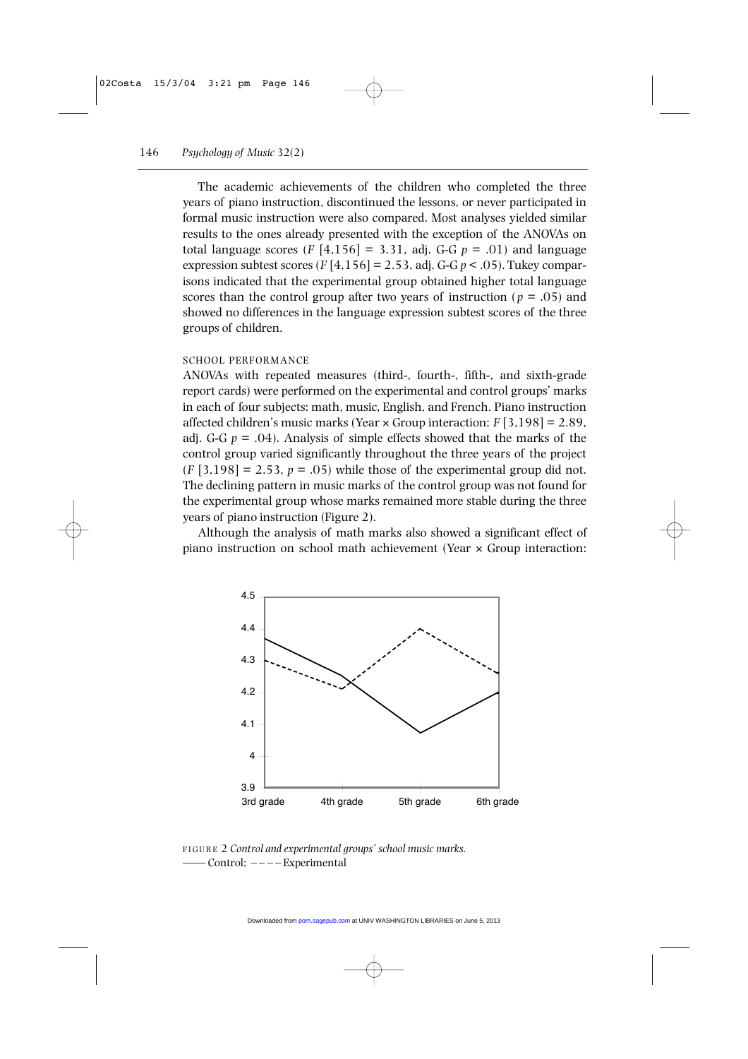The academic achievements of the children who completed the three years of piano instruction, discontinued the lessons, or never participated in formal music instruction were also compared. Most analyses yielded similar results to the ones already presented with the exception of the ANOVAs on total language scores ($F$ [4,156] = 3.31, adj. G-G $p$ = .01) and language expression subtest scores ($F$ [4,156] = 2.53, adj. G-G $p$ < .05). Tukey comparisons indicated that the experimental group obtained higher total language scores than the control group after two years of instruction ($p$ = .05) and showed no differences in the language expression subtest scores of the three groups of children.

### SCHOOL PERFORMANCE

ANOVAs with repeated measures (third-, fourth-, fifth-, and sixth-grade report cards) were performed on the experimental and control groups' marks in each of four subjects: math, music, English, and French. Piano instruction affected children's music marks (Year × Group interaction: $F$ [3,198] = 2.89, adj. G-G $p$ = .04). Analysis of simple effects showed that the marks of the control group varied significantly throughout the three years of the project ($F$ [3,198] = 2.53, $p$ = .05) while those of the experimental group did not. The declining pattern in music marks of the control group was not found for the experimental group whose marks remained more stable during the three years of piano instruction (Figure 2).

Although the analysis of math marks also showed a significant effect of piano instruction on school math achievement (Year × Group interaction:

4.5
4.4
4.3
4.2
4.1
4
3.9
3rd grade
4th grade
5th grade
6th grade

FIGURE 2 *Control and experimental groups' school music marks.*
—— Control; – – – – Experimental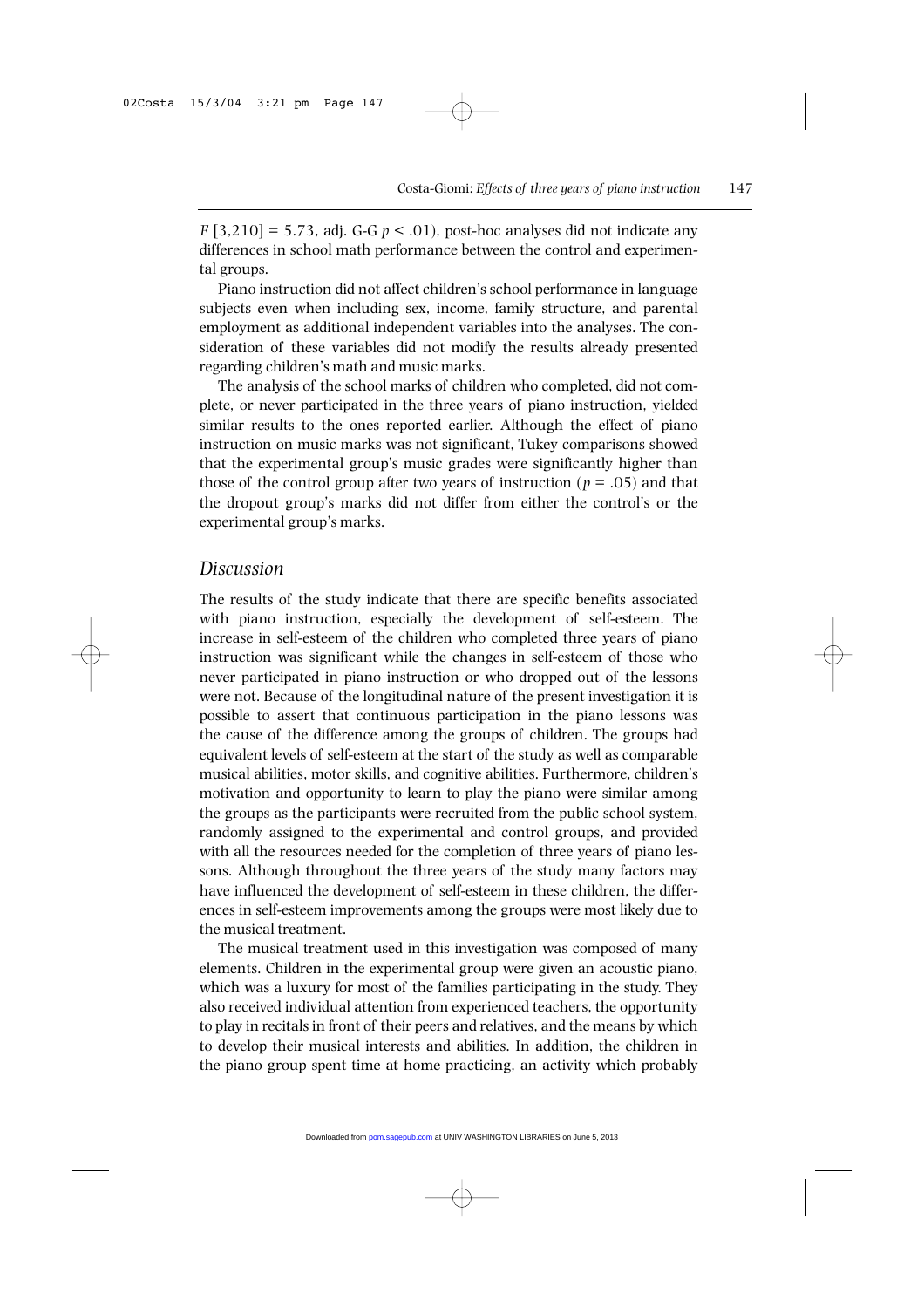$F\,[3,210] = 5.73$, adj. G-G $p < .01$), post-hoc analyses did not indicate any differences in school math performance between the control and experimental groups.

Piano instruction did not affect children's school performance in language subjects even when including sex, income, family structure, and parental employment as additional independent variables into the analyses. The consideration of these variables did not modify the results already presented regarding children's math and music marks.

The analysis of the school marks of children who completed, did not complete, or never participated in the three years of piano instruction, yielded similar results to the ones reported earlier. Although the effect of piano instruction on music marks was not significant, Tukey comparisons showed that the experimental group's music grades were significantly higher than those of the control group after two years of instruction ($p = .05$) and that the dropout group's marks did not differ from either the control's or the experimental group's marks.

## *Discussion*

The results of the study indicate that there are specific benefits associated with piano instruction, especially the development of self-esteem. The increase in self-esteem of the children who completed three years of piano instruction was significant while the changes in self-esteem of those who never participated in piano instruction or who dropped out of the lessons were not. Because of the longitudinal nature of the present investigation it is possible to assert that continuous participation in the piano lessons was the cause of the difference among the groups of children. The groups had equivalent levels of self-esteem at the start of the study as well as comparable musical abilities, motor skills, and cognitive abilities. Furthermore, children's motivation and opportunity to learn to play the piano were similar among the groups as the participants were recruited from the public school system, randomly assigned to the experimental and control groups, and provided with all the resources needed for the completion of three years of piano lessons. Although throughout the three years of the study many factors may have influenced the development of self-esteem in these children, the differences in self-esteem improvements among the groups were most likely due to the musical treatment.

The musical treatment used in this investigation was composed of many elements. Children in the experimental group were given an acoustic piano, which was a luxury for most of the families participating in the study. They also received individual attention from experienced teachers, the opportunity to play in recitals in front of their peers and relatives, and the means by which to develop their musical interests and abilities. In addition, the children in the piano group spent time at home practicing, an activity which probably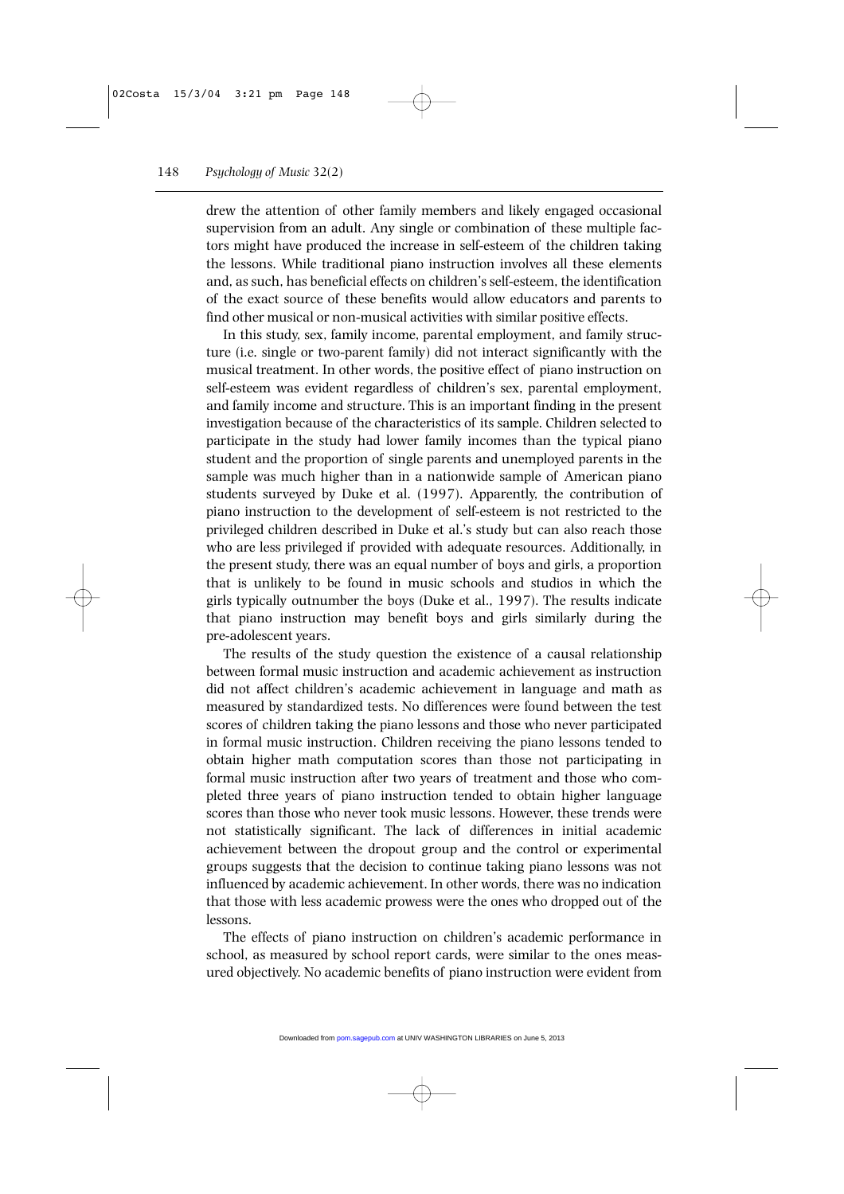drew the attention of other family members and likely engaged occasional supervision from an adult. Any single or combination of these multiple factors might have produced the increase in self-esteem of the children taking the lessons. While traditional piano instruction involves all these elements and, as such, has beneficial effects on children's self-esteem, the identification of the exact source of these benefits would allow educators and parents to find other musical or non-musical activities with similar positive effects.

In this study, sex, family income, parental employment, and family structure (i.e. single or two-parent family) did not interact significantly with the musical treatment. In other words, the positive effect of piano instruction on self-esteem was evident regardless of children's sex, parental employment, and family income and structure. This is an important finding in the present investigation because of the characteristics of its sample. Children selected to participate in the study had lower family incomes than the typical piano student and the proportion of single parents and unemployed parents in the sample was much higher than in a nationwide sample of American piano students surveyed by Duke et al. (1997). Apparently, the contribution of piano instruction to the development of self-esteem is not restricted to the privileged children described in Duke et al.'s study but can also reach those who are less privileged if provided with adequate resources. Additionally, in the present study, there was an equal number of boys and girls, a proportion that is unlikely to be found in music schools and studios in which the girls typically outnumber the boys (Duke et al., 1997). The results indicate that piano instruction may benefit boys and girls similarly during the pre-adolescent years.

The results of the study question the existence of a causal relationship between formal music instruction and academic achievement as instruction did not affect children's academic achievement in language and math as measured by standardized tests. No differences were found between the test scores of children taking the piano lessons and those who never participated in formal music instruction. Children receiving the piano lessons tended to obtain higher math computation scores than those not participating in formal music instruction after two years of treatment and those who completed three years of piano instruction tended to obtain higher language scores than those who never took music lessons. However, these trends were not statistically significant. The lack of differences in initial academic achievement between the dropout group and the control or experimental groups suggests that the decision to continue taking piano lessons was not influenced by academic achievement. In other words, there was no indication that those with less academic prowess were the ones who dropped out of the lessons.

The effects of piano instruction on children's academic performance in school, as measured by school report cards, were similar to the ones measured objectively. No academic benefits of piano instruction were evident from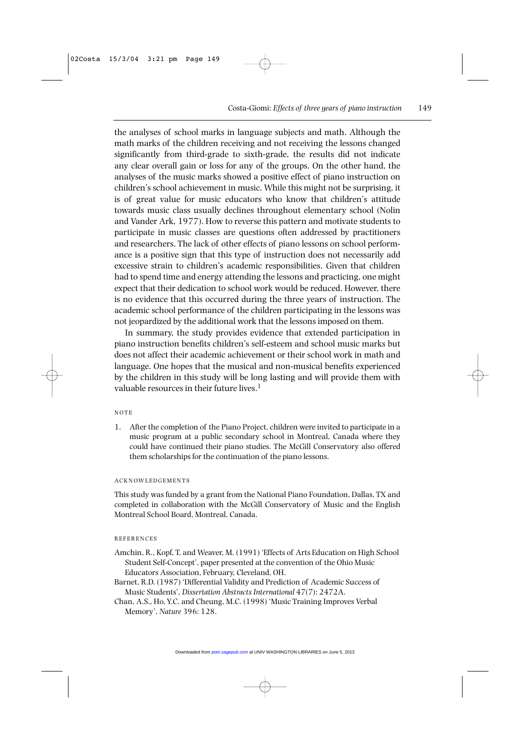the analyses of school marks in language subjects and math. Although the math marks of the children receiving and not receiving the lessons changed significantly from third-grade to sixth-grade, the results did not indicate any clear overall gain or loss for any of the groups. On the other hand, the analyses of the music marks showed a positive effect of piano instruction on children's school achievement in music. While this might not be surprising, it is of great value for music educators who know that children's attitude towards music class usually declines throughout elementary school (Nolin and Vander Ark, 1977). How to reverse this pattern and motivate students to participate in music classes are questions often addressed by practitioners and researchers. The lack of other effects of piano lessons on school performance is a positive sign that this type of instruction does not necessarily add excessive strain to children's academic responsibilities. Given that children had to spend time and energy attending the lessons and practicing, one might expect that their dedication to school work would be reduced. However, there is no evidence that this occurred during the three years of instruction. The academic school performance of the children participating in the lessons was not jeopardized by the additional work that the lessons imposed on them.

In summary, the study provides evidence that extended participation in piano instruction benefits children's self-esteem and school music marks but does not affect their academic achievement or their school work in math and language. One hopes that the musical and non-musical benefits experienced by the children in this study will be long lasting and will provide them with valuable resources in their future lives.[1]

## NOTE

1. After the completion of the Piano Project, children were invited to participate in a music program at a public secondary school in Montreal, Canada where they could have continued their piano studies. The McGill Conservatory also offered them scholarships for the continuation of the piano lessons.

## ACKNOWLEDGEMENTS

This study was funded by a grant from the National Piano Foundation, Dallas, TX and completed in collaboration with the McGill Conservatory of Music and the English Montreal School Board, Montreal, Canada.

## REFERENCES

Amchin, R., Kopf, T. and Weaver, M. (1991) 'Effects of Arts Education on High School Student Self-Concept', paper presented at the convention of the Ohio Music Educators Association, February, Cleveland, OH.

Barnet, R.D. (1987) 'Differential Validity and Prediction of Academic Success of Music Students', *Dissertation Abstracts International* 47(7): 2472A.

Chan, A.S., Ho, Y.C. and Cheung, M.C. (1998) 'Music Training Improves Verbal Memory', *Nature* 396: 128.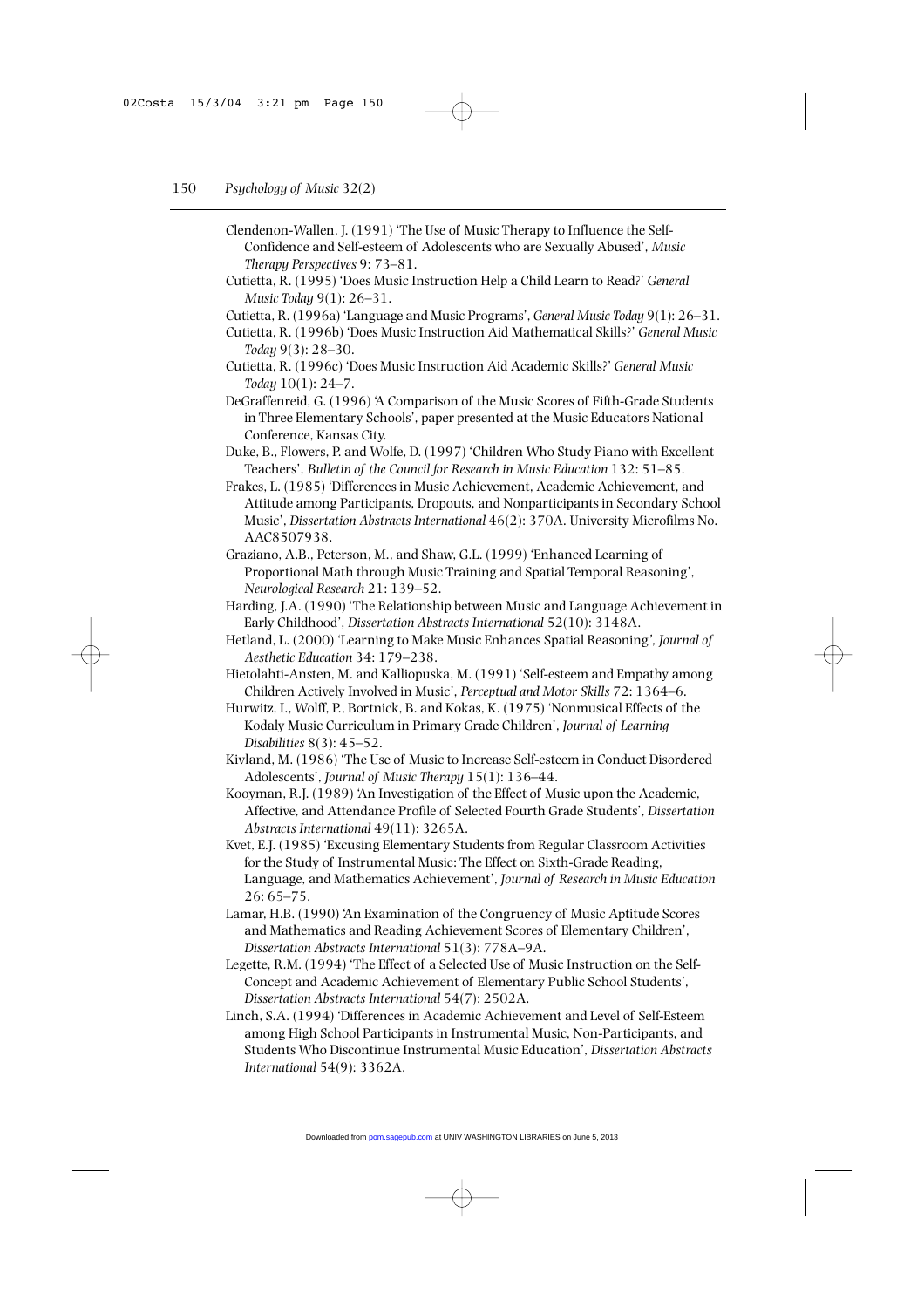Clendenon-Wallen, J. (1991) 'The Use of Music Therapy to Influence the Self-Confidence and Self-esteem of Adolescents who are Sexually Abused', *Music Therapy Perspectives* 9: 73–81.

Cutietta, R. (1995) 'Does Music Instruction Help a Child Learn to Read?' *General Music Today* 9(1): 26–31.

Cutietta, R. (1996a) 'Language and Music Programs', *General Music Today* 9(1): 26–31.

Cutietta, R. (1996b) 'Does Music Instruction Aid Mathematical Skills?' *General Music Today* 9(3): 28–30.

Cutietta, R. (1996c) 'Does Music Instruction Aid Academic Skills?' *General Music Today* 10(1): 24–7.

DeGraffenreid, G. (1996) 'A Comparison of the Music Scores of Fifth-Grade Students in Three Elementary Schools', paper presented at the Music Educators National Conference, Kansas City.

Duke, B., Flowers, P. and Wolfe, D. (1997) 'Children Who Study Piano with Excellent Teachers', *Bulletin of the Council for Research in Music Education* 132: 51–85.

Frakes, L. (1985) 'Differences in Music Achievement, Academic Achievement, and Attitude among Participants, Dropouts, and Nonparticipants in Secondary School Music', *Dissertation Abstracts International* 46(2): 370A. University Microfilms No. AAC8507938.

Graziano, A.B., Peterson, M., and Shaw, G.L. (1999) 'Enhanced Learning of Proportional Math through Music Training and Spatial Temporal Reasoning', *Neurological Research* 21: 139–52.

Harding, J.A. (1990) 'The Relationship between Music and Language Achievement in Early Childhood', *Dissertation Abstracts International* 52(10): 3148A.

Hetland, L. (2000) 'Learning to Make Music Enhances Spatial Reasoning', *Journal of Aesthetic Education* 34: 179–238.

Hietolahti-Ansten, M. and Kalliopuska, M. (1991) 'Self-esteem and Empathy among Children Actively Involved in Music', *Perceptual and Motor Skills* 72: 1364–6.

Hurwitz, I., Wolff, P., Bortnick, B. and Kokas, K. (1975) 'Nonmusical Effects of the Kodaly Music Curriculum in Primary Grade Children', *Journal of Learning Disabilities* 8(3): 45–52.

Kivland, M. (1986) 'The Use of Music to Increase Self-esteem in Conduct Disordered Adolescents', *Journal of Music Therapy* 15(1): 136–44.

Kooyman, R.J. (1989) 'An Investigation of the Effect of Music upon the Academic, Affective, and Attendance Profile of Selected Fourth Grade Students', *Dissertation Abstracts International* 49(11): 3265A.

Kvet, E.J. (1985) 'Excusing Elementary Students from Regular Classroom Activities for the Study of Instrumental Music: The Effect on Sixth-Grade Reading, Language, and Mathematics Achievement', *Journal of Research in Music Education* 26: 65–75.

Lamar, H.B. (1990) 'An Examination of the Congruency of Music Aptitude Scores and Mathematics and Reading Achievement Scores of Elementary Children', *Dissertation Abstracts International* 51(3): 778A–9A.

Legette, R.M. (1994) 'The Effect of a Selected Use of Music Instruction on the Self-Concept and Academic Achievement of Elementary Public School Students', *Dissertation Abstracts International* 54(7): 2502A.

Linch, S.A. (1994) 'Differences in Academic Achievement and Level of Self-Esteem among High School Participants in Instrumental Music, Non-Participants, and Students Who Discontinue Instrumental Music Education', *Dissertation Abstracts International* 54(9): 3362A.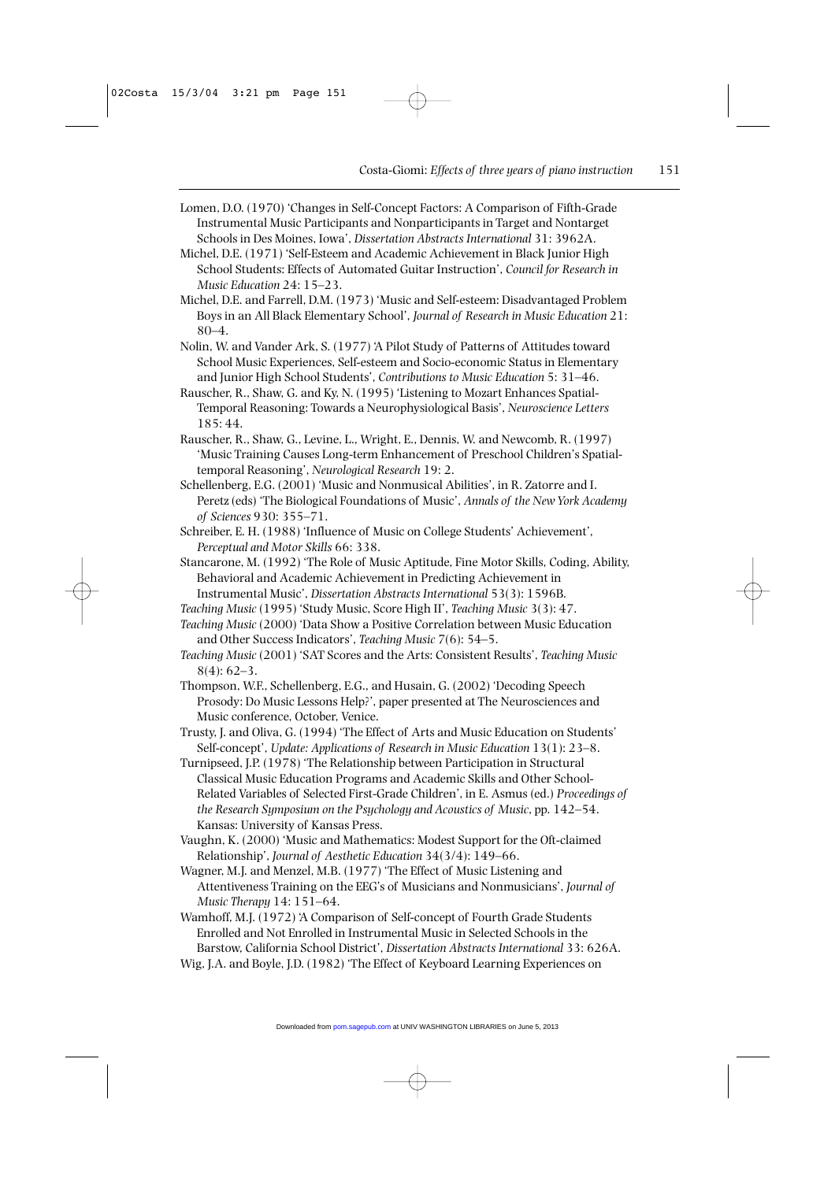Lomen, D.O. (1970) 'Changes in Self-Concept Factors: A Comparison of Fifth-Grade Instrumental Music Participants and Nonparticipants in Target and Nontarget Schools in Des Moines, Iowa', *Dissertation Abstracts International* 31: 3962A.

Michel, D.E. (1971) 'Self-Esteem and Academic Achievement in Black Junior High School Students: Effects of Automated Guitar Instruction', *Council for Research in Music Education* 24: 15–23.

Michel, D.E. and Farrell, D.M. (1973) 'Music and Self-esteem: Disadvantaged Problem Boys in an All Black Elementary School', *Journal of Research in Music Education* 21: 80–4.

Nolin, W. and Vander Ark, S. (1977) 'A Pilot Study of Patterns of Attitudes toward School Music Experiences, Self-esteem and Socio-economic Status in Elementary and Junior High School Students', *Contributions to Music Education* 5: 31–46.

Rauscher, R., Shaw, G. and Ky, N. (1995) 'Listening to Mozart Enhances Spatial-Temporal Reasoning: Towards a Neurophysiological Basis', *Neuroscience Letters* 185: 44.

Rauscher, R., Shaw, G., Levine, L., Wright, E., Dennis, W. and Newcomb, R. (1997) 'Music Training Causes Long-term Enhancement of Preschool Children's Spatial-temporal Reasoning', *Neurological Research* 19: 2.

Schellenberg, E.G. (2001) 'Music and Nonmusical Abilities', in R. Zatorre and I. Peretz (eds) 'The Biological Foundations of Music', *Annals of the New York Academy of Sciences* 930: 355–71.

Schreiber, E. H. (1988) 'Influence of Music on College Students' Achievement', *Perceptual and Motor Skills* 66: 338.

Stancarone, M. (1992) 'The Role of Music Aptitude, Fine Motor Skills, Coding, Ability, Behavioral and Academic Achievement in Predicting Achievement in Instrumental Music', *Dissertation Abstracts International* 53(3): 1596B.

*Teaching Music* (1995) 'Study Music, Score High II', *Teaching Music* 3(3): 47.

*Teaching Music* (2000) 'Data Show a Positive Correlation between Music Education and Other Success Indicators', *Teaching Music* 7(6): 54–5.

*Teaching Music* (2001) 'SAT Scores and the Arts: Consistent Results', *Teaching Music* 8(4): 62–3.

Thompson, W.F., Schellenberg, E.G., and Husain, G. (2002) 'Decoding Speech Prosody: Do Music Lessons Help?', paper presented at The Neurosciences and Music conference, October, Venice.

Trusty, J. and Oliva, G. (1994) 'The Effect of Arts and Music Education on Students' Self-concept', *Update: Applications of Research in Music Education* 13(1): 23–8.

Turnipseed, J.P. (1978) 'The Relationship between Participation in Structural Classical Music Education Programs and Academic Skills and Other School-Related Variables of Selected First-Grade Children', in E. Asmus (ed.) *Proceedings of the Research Symposium on the Psychology and Acoustics of Music*, pp. 142–54. Kansas: University of Kansas Press.

Vaughn, K. (2000) 'Music and Mathematics: Modest Support for the Oft-claimed Relationship', *Journal of Aesthetic Education* 34(3/4): 149–66.

Wagner, M.J. and Menzel, M.B. (1977) 'The Effect of Music Listening and Attentiveness Training on the EEG's of Musicians and Nonmusicians', *Journal of Music Therapy* 14: 151–64.

Wamhoff, M.J. (1972) 'A Comparison of Self-concept of Fourth Grade Students Enrolled and Not Enrolled in Instrumental Music in Selected Schools in the Barstow, California School District', *Dissertation Abstracts International* 33: 626A.

Wig, J.A. and Boyle, J.D. (1982) 'The Effect of Keyboard Learning Experiences on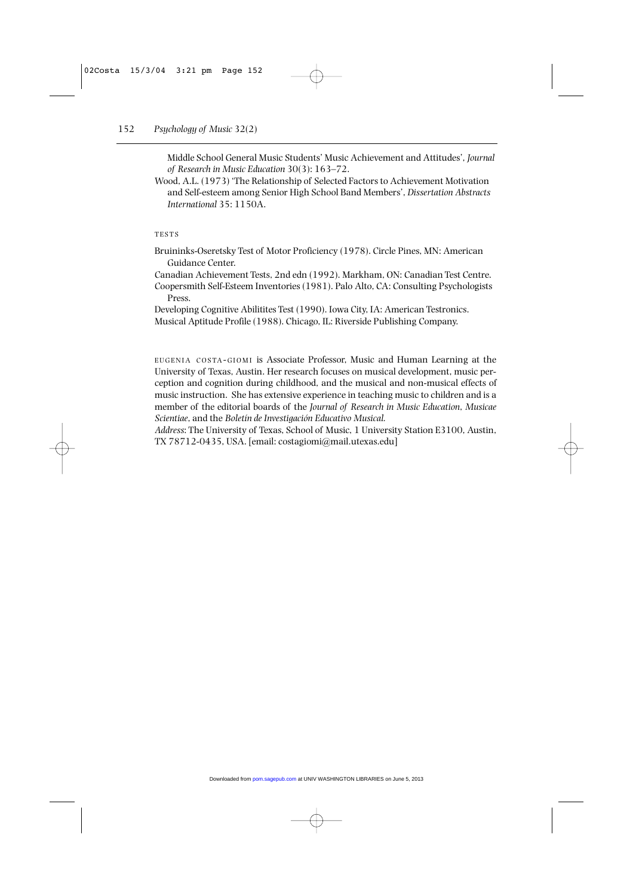Middle School General Music Students' Music Achievement and Attitudes', *Journal of Research in Music Education* 30(3): 163–72.

Wood, A.L. (1973) 'The Relationship of Selected Factors to Achievement Motivation and Self-esteem among Senior High School Band Members', *Dissertation Abstracts International* 35: 1150A.

### TESTS

Bruininks-Oseretsky Test of Motor Proficiency (1978). Circle Pines, MN: American Guidance Center.

Canadian Achievement Tests, 2nd edn (1992). Markham, ON: Canadian Test Centre.

Coopersmith Self-Esteem Inventories (1981). Palo Alto, CA: Consulting Psychologists Press.

Developing Cognitive Abilitites Test (1990). Iowa City, IA: American Testronics.

Musical Aptitude Profile (1988). Chicago, IL: Riverside Publishing Company.

EUGENIA COSTA-GIOMI is Associate Professor, Music and Human Learning at the University of Texas, Austin. Her research focuses on musical development, music perception and cognition during childhood, and the musical and non-musical effects of music instruction. She has extensive experience in teaching music to children and is a member of the editorial boards of the *Journal of Research in Music Education*, *Musicae Scientiae*, and the *Boletín de Investigación Educativo Musical.*

*Address*: The University of Texas, School of Music, 1 University Station E3100, Austin, TX 78712-0435, USA. [email: costagiomi@mail.utexas.edu]